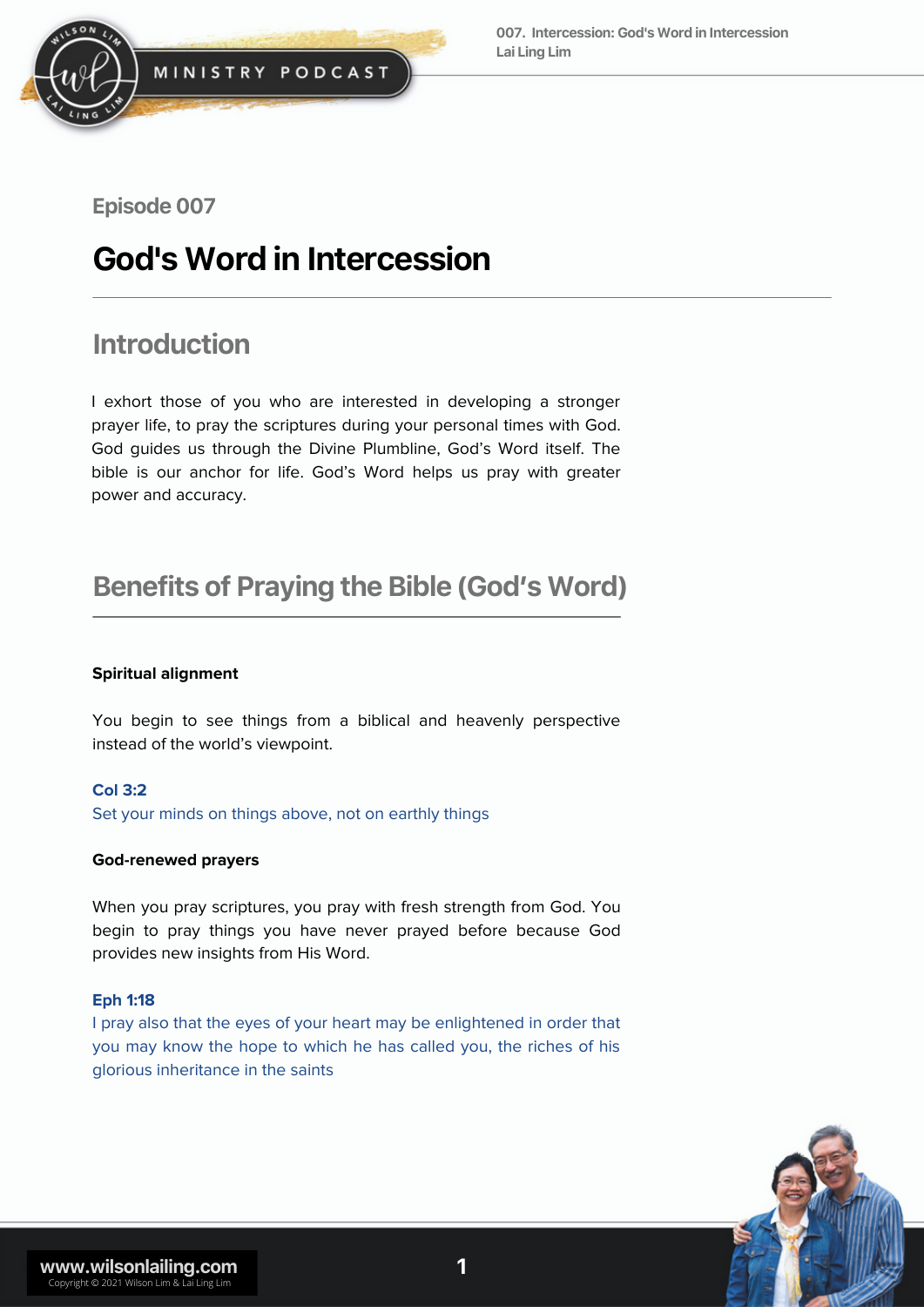Episode 007

# God's Word in Intercession

## Introduction

I exhort those of you who are interested in developing a stronger prayer life, to pray the scriptures during your personal times with God. God guides us through the Divine Plumbline, God's Word itself. The bible is our anchor for life. God's Word helps us pray with greater power and accuracy.

## Benefits of Praying the Bible (God's Word)

**Spiritual alignment**

You begin to see things from a biblical and heavenly perspective instead of the world's viewpoint.

**Col 3:2**
Set your minds on things above, not on earthly things

**God-renewed prayers**

When you pray scriptures, you pray with fresh strength from God. You begin to pray things you have never prayed before because God provides new insights from His Word.

**Eph 1:18**
I pray also that the eyes of your heart may be enlightened in order that you may know the hope to which he has called you, the riches of his glorious inheritance in the saints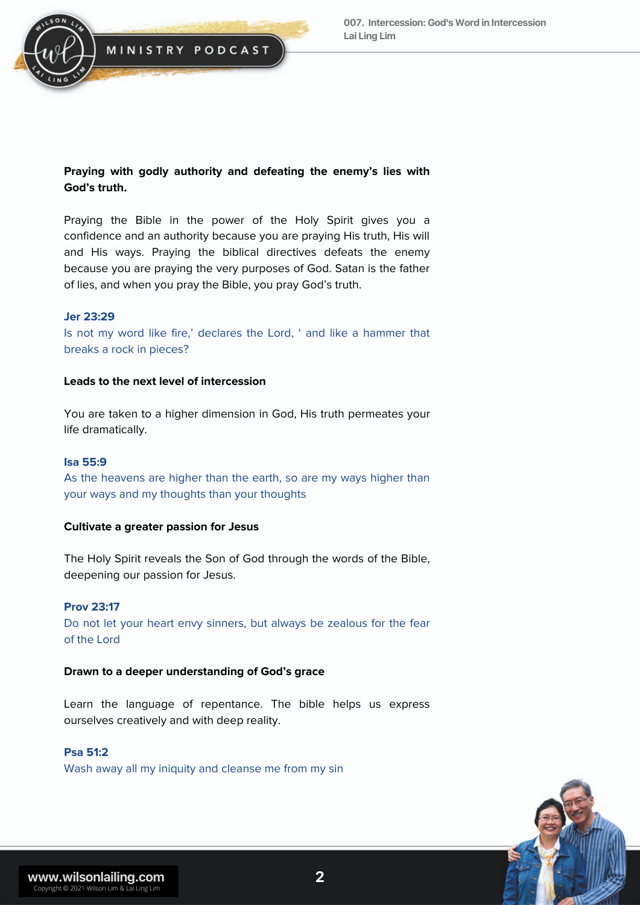**Praying with godly authority and defeating the enemy's lies with God's truth.**

Praying the Bible in the power of the Holy Spirit gives you a confidence and an authority because you are praying His truth, His will and His ways. Praying the biblical directives defeats the enemy because you are praying the very purposes of God. Satan is the father of lies, and when you pray the Bible, you pray God's truth.

**Jer 23:29**
Is not my word like fire,' declares the Lord, ' and like a hammer that breaks a rock in pieces?

**Leads to the next level of intercession**

You are taken to a higher dimension in God, His truth permeates your life dramatically.

**Isa 55:9**
As the heavens are higher than the earth, so are my ways higher than your ways and my thoughts than your thoughts

**Cultivate a greater passion for Jesus**

The Holy Spirit reveals the Son of God through the words of the Bible, deepening our passion for Jesus.

**Prov 23:17**
Do not let your heart envy sinners, but always be zealous for the fear of the Lord

**Drawn to a deeper understanding of God's grace**

Learn the language of repentance. The bible helps us express ourselves creatively and with deep reality.

**Psa 51:2**
Wash away all my iniquity and cleanse me from my sin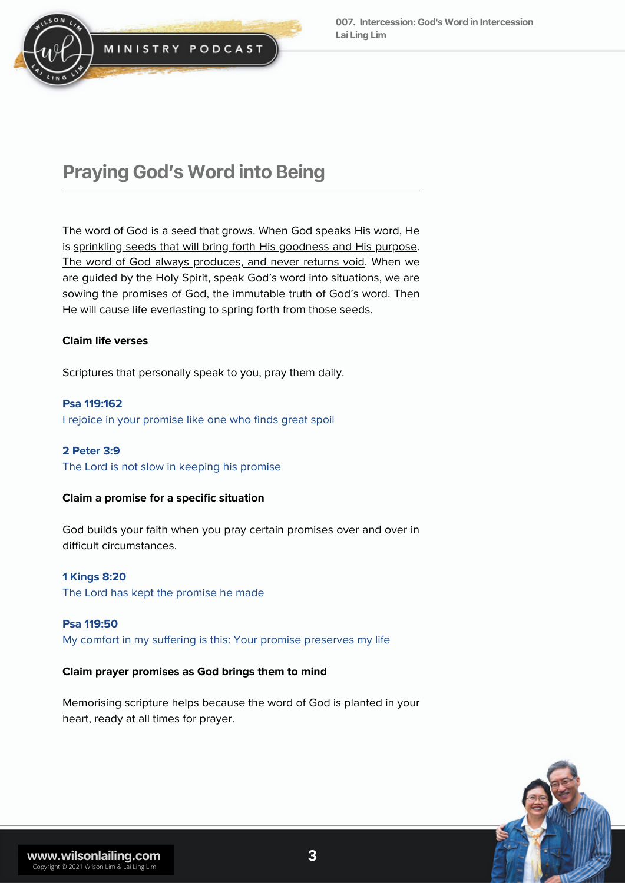## Praying God's Word into Being

The word of God is a seed that grows. When God speaks His word, He is sprinkling seeds that will bring forth His goodness and His purpose. The word of God always produces, and never returns void. When we are guided by the Holy Spirit, speak God's word into situations, we are sowing the promises of God, the immutable truth of God's word. Then He will cause life everlasting to spring forth from those seeds.

**Claim life verses**

Scriptures that personally speak to you, pray them daily.

**Psa 119:162**
I rejoice in your promise like one who finds great spoil

**2 Peter 3:9**
The Lord is not slow in keeping his promise

**Claim a promise for a specific situation**

God builds your faith when you pray certain promises over and over in difficult circumstances.

**1 Kings 8:20**
The Lord has kept the promise he made

**Psa 119:50**
My comfort in my suffering is this: Your promise preserves my life

**Claim prayer promises as God brings them to mind**

Memorising scripture helps because the word of God is planted in your heart, ready at all times for prayer.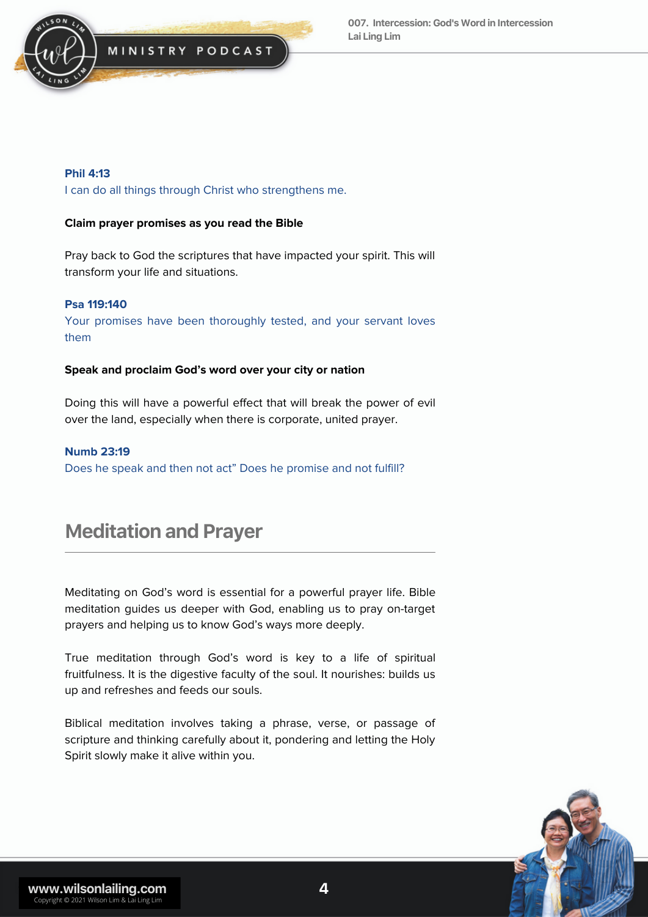**Phil 4:13**
I can do all things through Christ who strengthens me.

**Claim prayer promises as you read the Bible**

Pray back to God the scriptures that have impacted your spirit. This will transform your life and situations.

**Psa 119:140**
Your promises have been thoroughly tested, and your servant loves them

**Speak and proclaim God's word over your city or nation**

Doing this will have a powerful effect that will break the power of evil over the land, especially when there is corporate, united prayer.

**Numb 23:19**
Does he speak and then not act" Does he promise and not fulfill?

## Meditation and Prayer

Meditating on God's word is essential for a powerful prayer life. Bible meditation guides us deeper with God, enabling us to pray on-target prayers and helping us to know God's ways more deeply.

True meditation through God's word is key to a life of spiritual fruitfulness. It is the digestive faculty of the soul. It nourishes: builds us up and refreshes and feeds our souls.

Biblical meditation involves taking a phrase, verse, or passage of scripture and thinking carefully about it, pondering and letting the Holy Spirit slowly make it alive within you.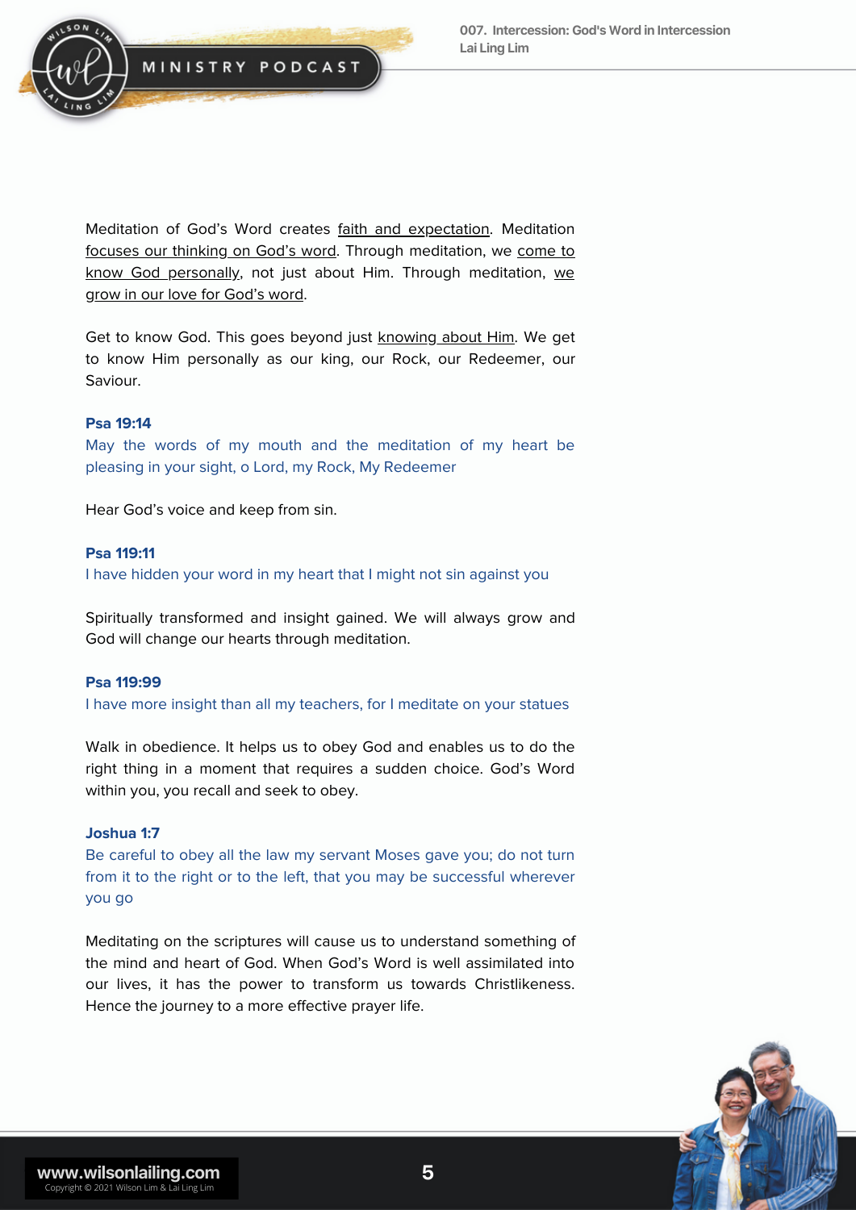Meditation of God's Word creates faith and expectation. Meditation focuses our thinking on God's word. Through meditation, we come to know God personally, not just about Him. Through meditation, we grow in our love for God's word.

Get to know God. This goes beyond just knowing about Him. We get to know Him personally as our king, our Rock, our Redeemer, our Saviour.

**Psa 19:14**
May the words of my mouth and the meditation of my heart be pleasing in your sight, o Lord, my Rock, My Redeemer

Hear God's voice and keep from sin.

**Psa 119:11**
I have hidden your word in my heart that I might not sin against you

Spiritually transformed and insight gained. We will always grow and God will change our hearts through meditation.

**Psa 119:99**
I have more insight than all my teachers, for I meditate on your statues

Walk in obedience. It helps us to obey God and enables us to do the right thing in a moment that requires a sudden choice. God's Word within you, you recall and seek to obey.

**Joshua 1:7**
Be careful to obey all the law my servant Moses gave you; do not turn from it to the right or to the left, that you may be successful wherever you go

Meditating on the scriptures will cause us to understand something of the mind and heart of God. When God's Word is well assimilated into our lives, it has the power to transform us towards Christlikeness. Hence the journey to a more effective prayer life.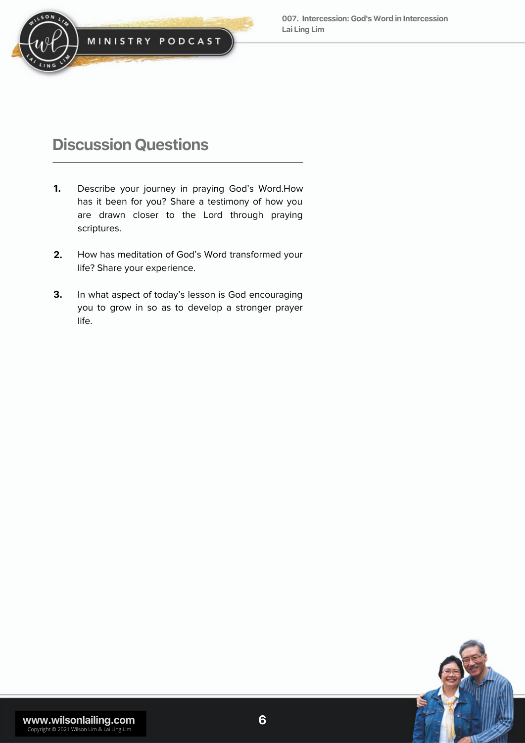## Discussion Questions

1. Describe your journey in praying God's Word.How has it been for you? Share a testimony of how you are drawn closer to the Lord through praying scriptures.

2. How has meditation of God's Word transformed your life? Share your experience.

3. In what aspect of today's lesson is God encouraging you to grow in so as to develop a stronger prayer life.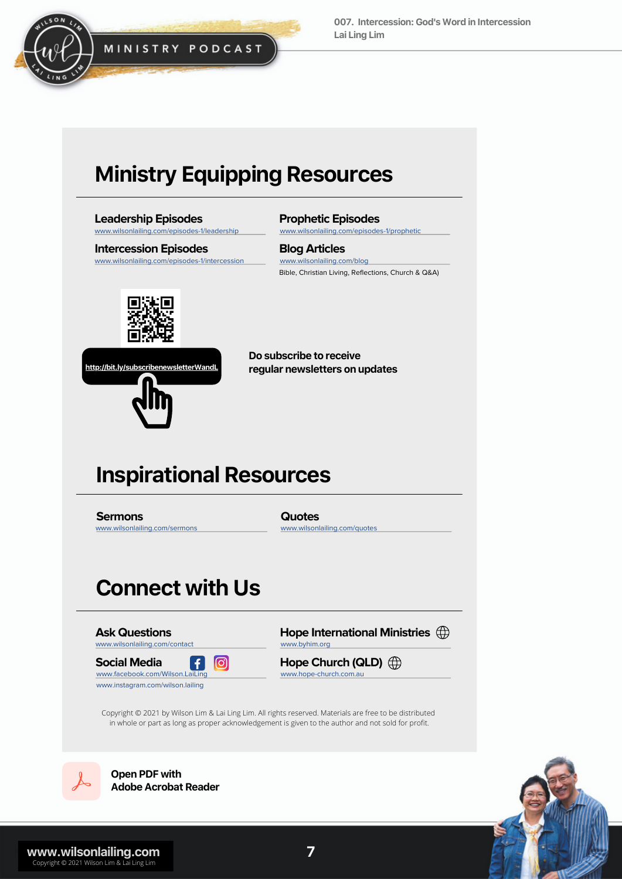# Ministry Equipping Resources

**Leadership Episodes**
www.wilsonlailing.com/episodes-1/leadership

**Prophetic Episodes**
www.wilsonlailing.com/episodes-1/prophetic

**Intercession Episodes**
www.wilsonlailing.com/episodes-1/intercession

**Blog Articles**
www.wilsonlailing.com/blog
Bible, Christian Living, Reflections, Church & Q&A)

http://bit.ly/subscribenewsletterWandL

**Do subscribe to receive regular newsletters on updates**

# Inspirational Resources

**Sermons**
www.wilsonlailing.com/sermons

**Quotes**
www.wilsonlailing.com/quotes

# Connect with Us

**Ask Questions**
www.wilsonlailing.com/contact

**Hope International Ministries**
www.byhim.org

**Social Media**
www.facebook.com/Wilson.LaiLing
www.instagram.com/wilson.lailing

**Hope Church (QLD)**
www.hope-church.com.au

Copyright © 2021 by Wilson Lim & Lai Ling Lim. All rights reserved. Materials are free to be distributed in whole or part as long as proper acknowledgement is given to the author and not sold for profit.

**Open PDF with Adobe Acrobat Reader**